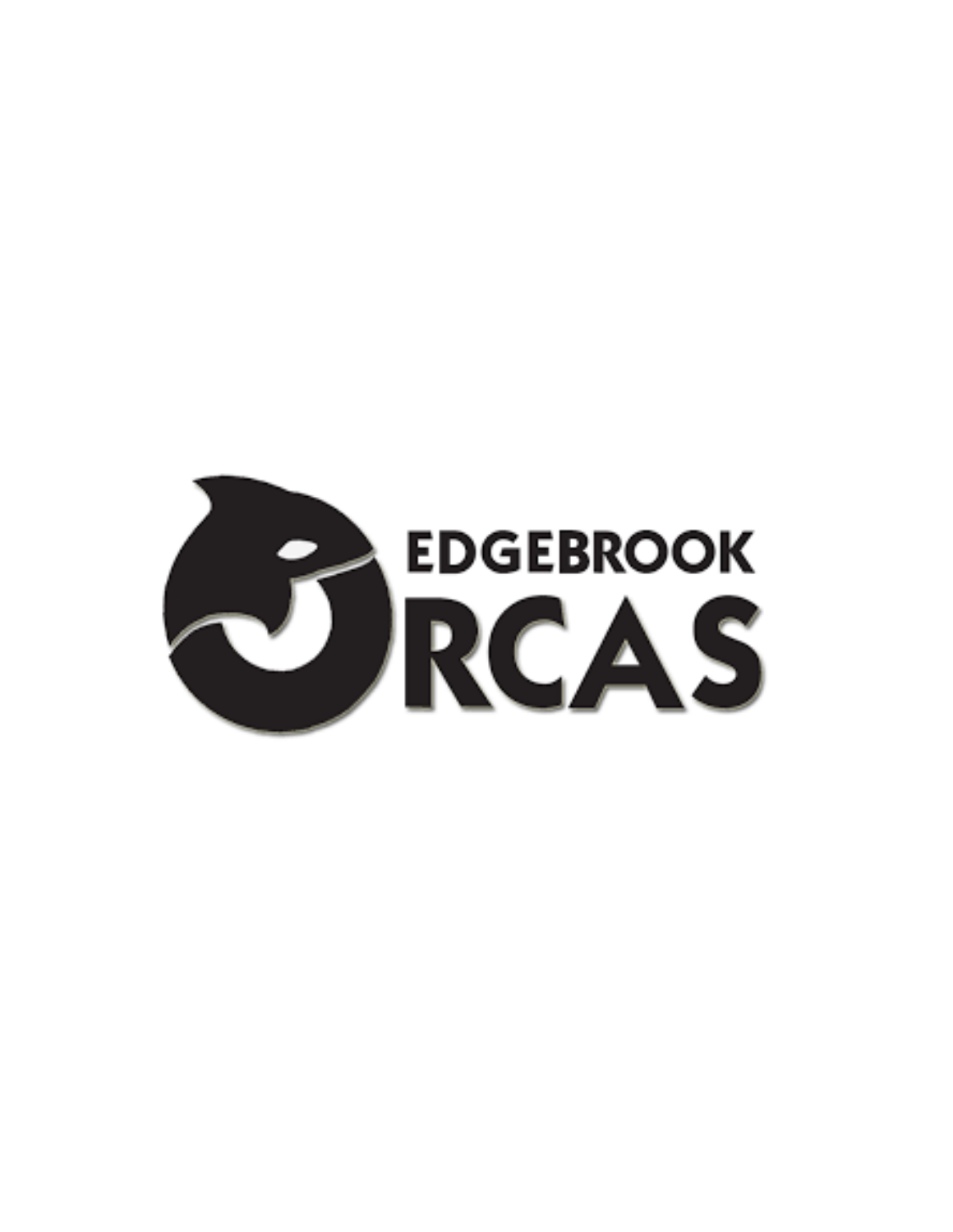EDGEBROOK

ORCAS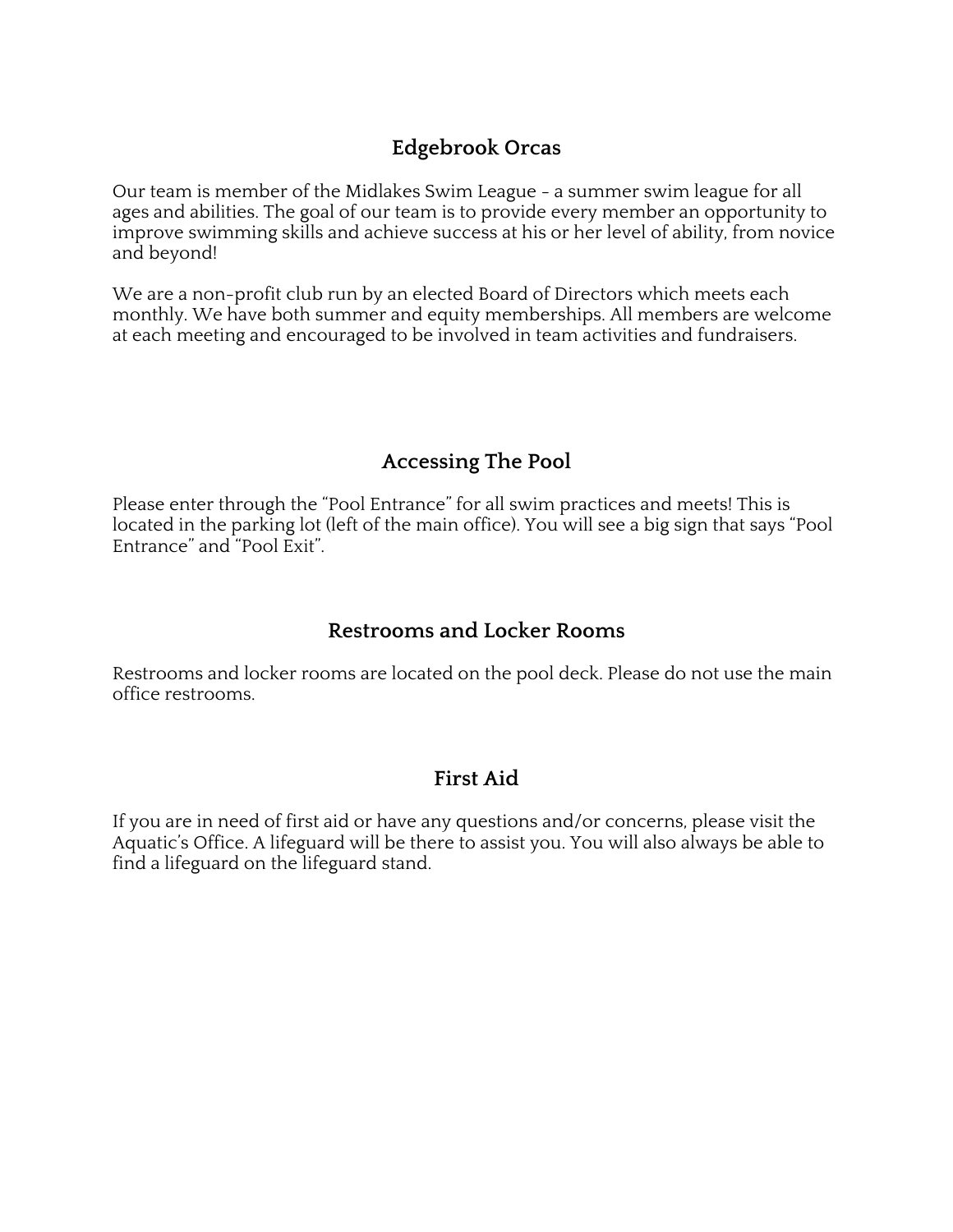## Edgebrook Orcas

Our team is member of the Midlakes Swim League - a summer swim league for all ages and abilities. The goal of our team is to provide every member an opportunity to improve swimming skills and achieve success at his or her level of ability, from novice and beyond!

We are a non-profit club run by an elected Board of Directors which meets each monthly. We have both summer and equity memberships. All members are welcome at each meeting and encouraged to be involved in team activities and fundraisers.

## Accessing The Pool

Please enter through the "Pool Entrance" for all swim practices and meets! This is located in the parking lot (left of the main office). You will see a big sign that says "Pool Entrance" and "Pool Exit".

## Restrooms and Locker Rooms

Restrooms and locker rooms are located on the pool deck. Please do not use the main office restrooms.

## First Aid

If you are in need of first aid or have any questions and/or concerns, please visit the Aquatic's Office. A lifeguard will be there to assist you. You will also always be able to find a lifeguard on the lifeguard stand.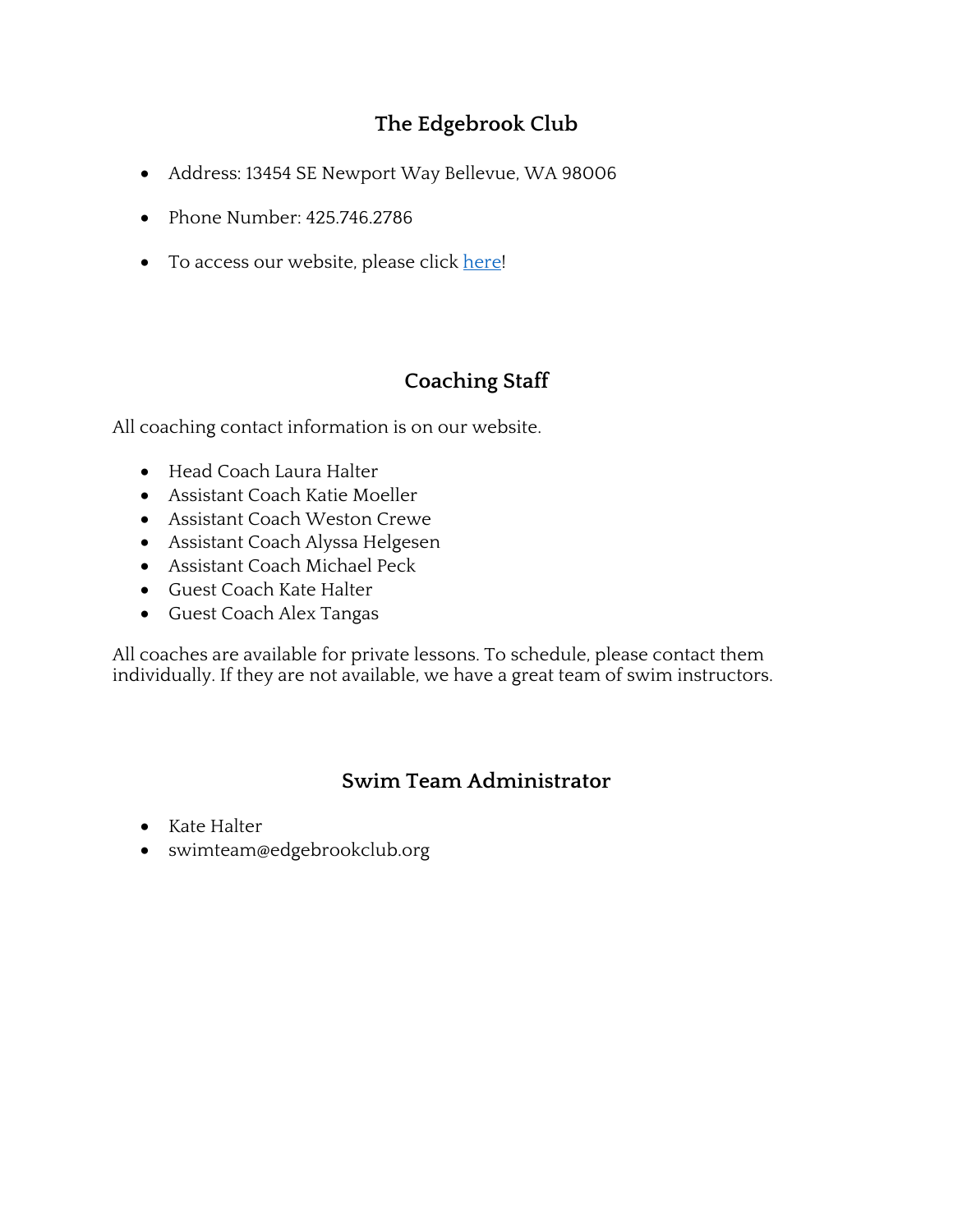## The Edgebrook Club

- Address: 13454 SE Newport Way Bellevue, WA 98006
- Phone Number: 425.746.2786
- To access our website, please click here!

## Coaching Staff

All coaching contact information is on our website.

- Head Coach Laura Halter
- Assistant Coach Katie Moeller
- Assistant Coach Weston Crewe
- Assistant Coach Alyssa Helgesen
- Assistant Coach Michael Peck
- Guest Coach Kate Halter
- Guest Coach Alex Tangas

All coaches are available for private lessons. To schedule, please contact them individually. If they are not available, we have a great team of swim instructors.

## Swim Team Administrator

- Kate Halter
- swimteam@edgebrookclub.org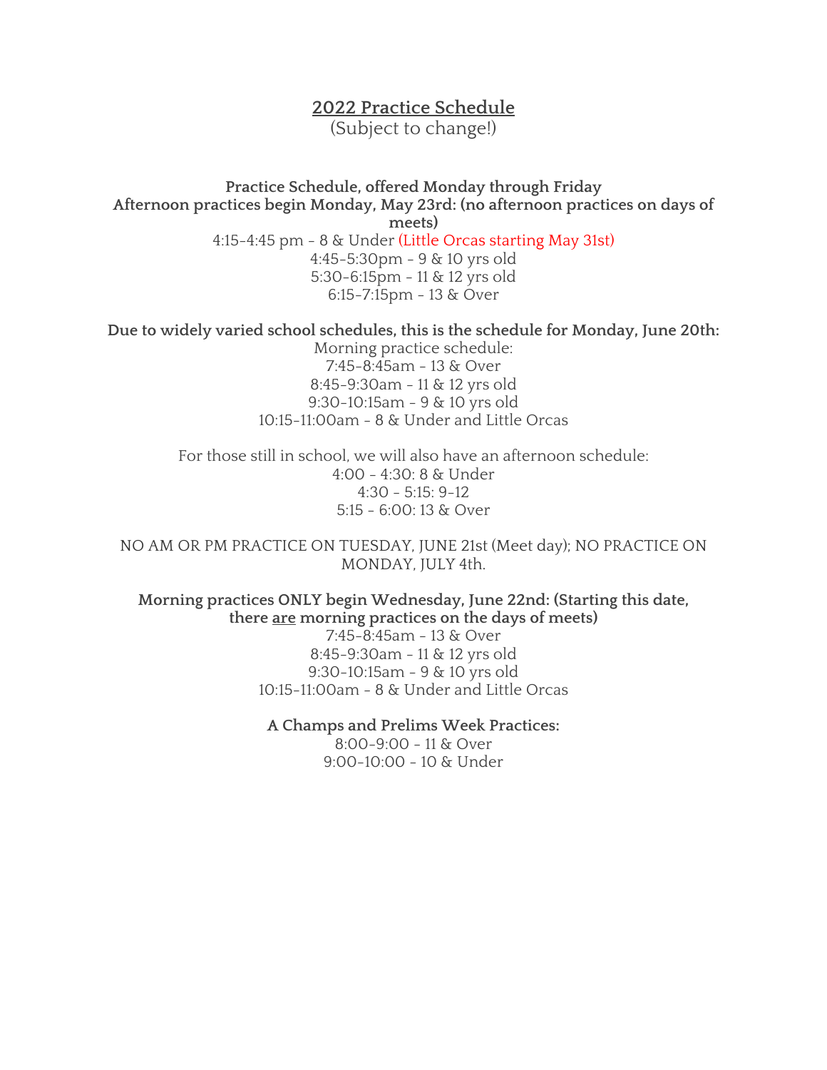## 2022 Practice Schedule

(Subject to change!)

**Practice Schedule, offered Monday through Friday**
**Afternoon practices begin Monday, May 23rd: (no afternoon practices on days of meets)**

4:15-4:45 pm - 8 & Under (Little Orcas starting May 31st)
4:45-5:30pm - 9 & 10 yrs old
5:30-6:15pm - 11 & 12 yrs old
6:15-7:15pm - 13 & Over

**Due to widely varied school schedules, this is the schedule for Monday, June 20th:**

Morning practice schedule:
7:45-8:45am - 13 & Over
8:45-9:30am - 11 & 12 yrs old
9:30-10:15am - 9 & 10 yrs old
10:15-11:00am - 8 & Under and Little Orcas

For those still in school, we will also have an afternoon schedule:
4:00 - 4:30: 8 & Under
4:30 - 5:15: 9-12
5:15 - 6:00: 13 & Over

NO AM OR PM PRACTICE ON TUESDAY, JUNE 21st (Meet day); NO PRACTICE ON MONDAY, JULY 4th.

**Morning practices ONLY begin Wednesday, June 22nd: (Starting this date, there are morning practices on the days of meets)**

7:45-8:45am - 13 & Over
8:45-9:30am - 11 & 12 yrs old
9:30-10:15am - 9 & 10 yrs old
10:15-11:00am - 8 & Under and Little Orcas

**A Champs and Prelims Week Practices:**

8:00-9:00 - 11 & Over
9:00-10:00 - 10 & Under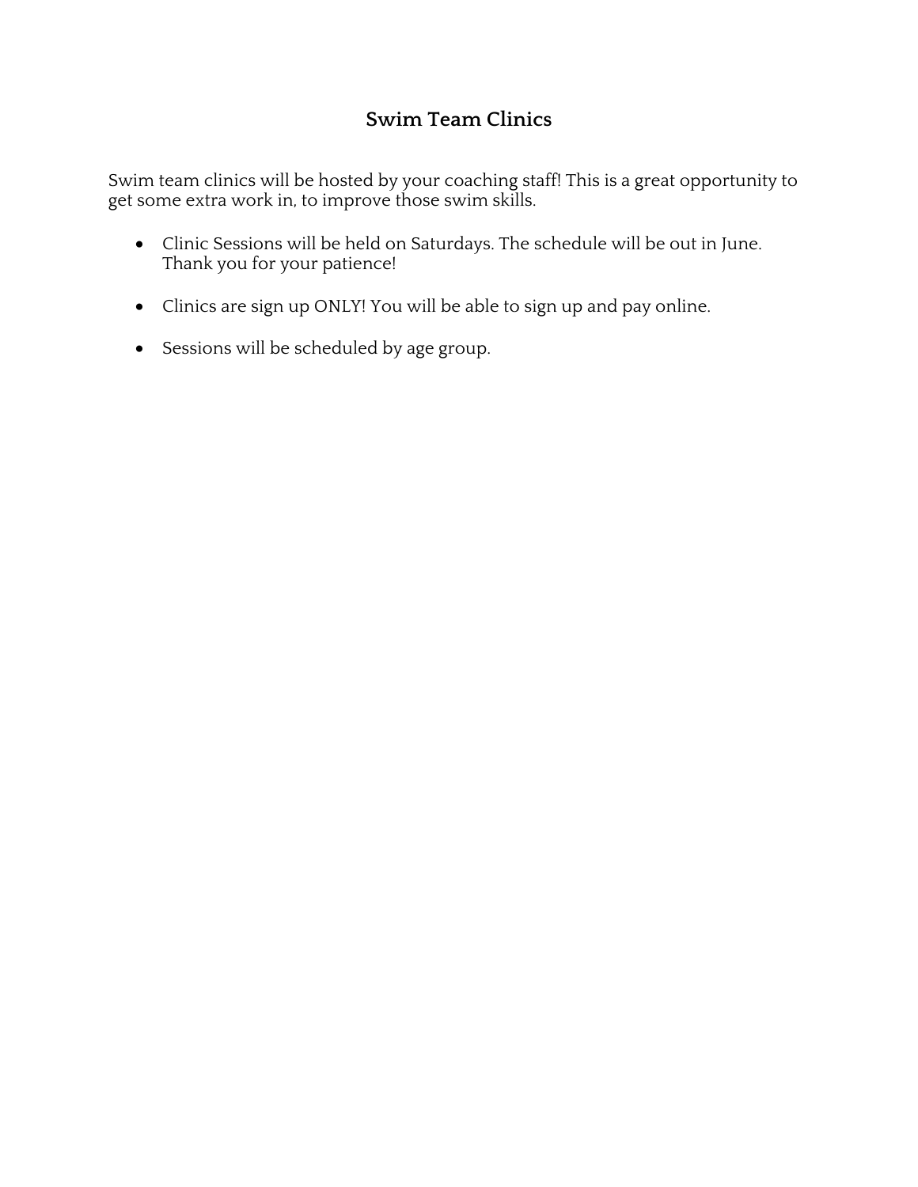## Swim Team Clinics

Swim team clinics will be hosted by your coaching staff! This is a great opportunity to get some extra work in, to improve those swim skills.

- Clinic Sessions will be held on Saturdays. The schedule will be out in June. Thank you for your patience!
- Clinics are sign up ONLY! You will be able to sign up and pay online.
- Sessions will be scheduled by age group.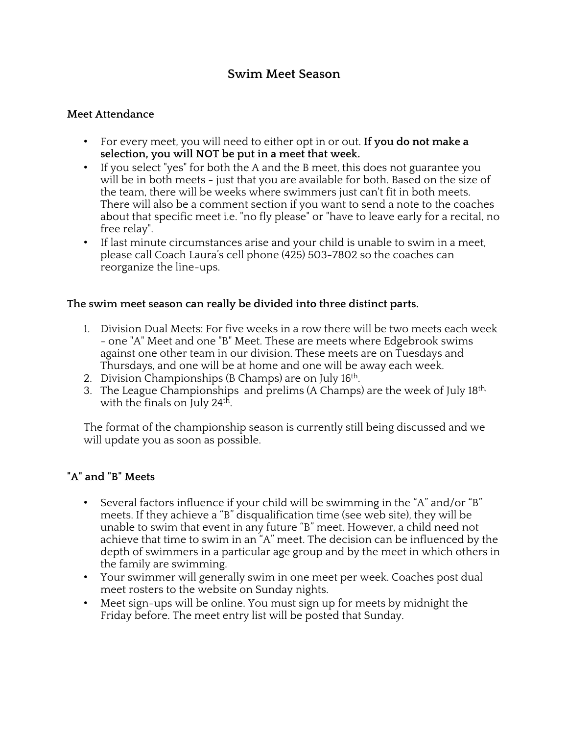# Swim Meet Season

## Meet Attendance

- For every meet, you will need to either opt in or out. **If you do not make a selection, you will NOT be put in a meet that week.**
- If you select "yes" for both the A and the B meet, this does not guarantee you will be in both meets - just that you are available for both. Based on the size of the team, there will be weeks where swimmers just can't fit in both meets. There will also be a comment section if you want to send a note to the coaches about that specific meet i.e. "no fly please" or "have to leave early for a recital, no free relay".
- If last minute circumstances arise and your child is unable to swim in a meet, please call Coach Laura's cell phone (425) 503-7802 so the coaches can reorganize the line-ups.

## The swim meet season can really be divided into three distinct parts.

1. Division Dual Meets: For five weeks in a row there will be two meets each week - one "A" Meet and one "B" Meet. These are meets where Edgebrook swims against one other team in our division. These meets are on Tuesdays and Thursdays, and one will be at home and one will be away each week.
2. Division Championships (B Champs) are on July 16th.
3. The League Championships and prelims (A Champs) are the week of July 18th, with the finals on July 24th.

The format of the championship season is currently still being discussed and we will update you as soon as possible.

## "A" and "B" Meets

- Several factors influence if your child will be swimming in the "A" and/or "B" meets. If they achieve a "B" disqualification time (see web site), they will be unable to swim that event in any future "B" meet. However, a child need not achieve that time to swim in an "A" meet. The decision can be influenced by the depth of swimmers in a particular age group and by the meet in which others in the family are swimming.
- Your swimmer will generally swim in one meet per week. Coaches post dual meet rosters to the website on Sunday nights.
- Meet sign-ups will be online. You must sign up for meets by midnight the Friday before. The meet entry list will be posted that Sunday.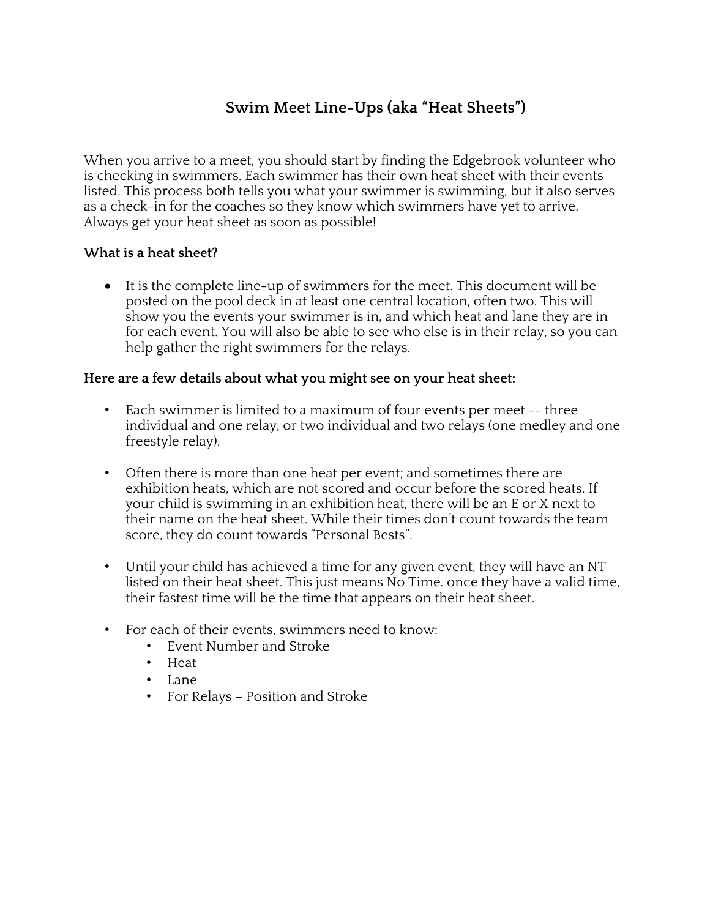# Swim Meet Line-Ups (aka "Heat Sheets")

When you arrive to a meet, you should start by finding the Edgebrook volunteer who is checking in swimmers. Each swimmer has their own heat sheet with their events listed. This process both tells you what your swimmer is swimming, but it also serves as a check-in for the coaches so they know which swimmers have yet to arrive. Always get your heat sheet as soon as possible!

**What is a heat sheet?**

- It is the complete line-up of swimmers for the meet. This document will be posted on the pool deck in at least one central location, often two. This will show you the events your swimmer is in, and which heat and lane they are in for each event. You will also be able to see who else is in their relay, so you can help gather the right swimmers for the relays.

**Here are a few details about what you might see on your heat sheet:**

- Each swimmer is limited to a maximum of four events per meet -- three individual and one relay, or two individual and two relays (one medley and one freestyle relay).
- Often there is more than one heat per event; and sometimes there are exhibition heats, which are not scored and occur before the scored heats. If your child is swimming in an exhibition heat, there will be an E or X next to their name on the heat sheet. While their times don't count towards the team score, they do count towards "Personal Bests".
- Until your child has achieved a time for any given event, they will have an NT listed on their heat sheet. This just means No Time. once they have a valid time, their fastest time will be the time that appears on their heat sheet.
- For each of their events, swimmers need to know:
    - Event Number and Stroke
    - Heat
    - Lane
    - For Relays – Position and Stroke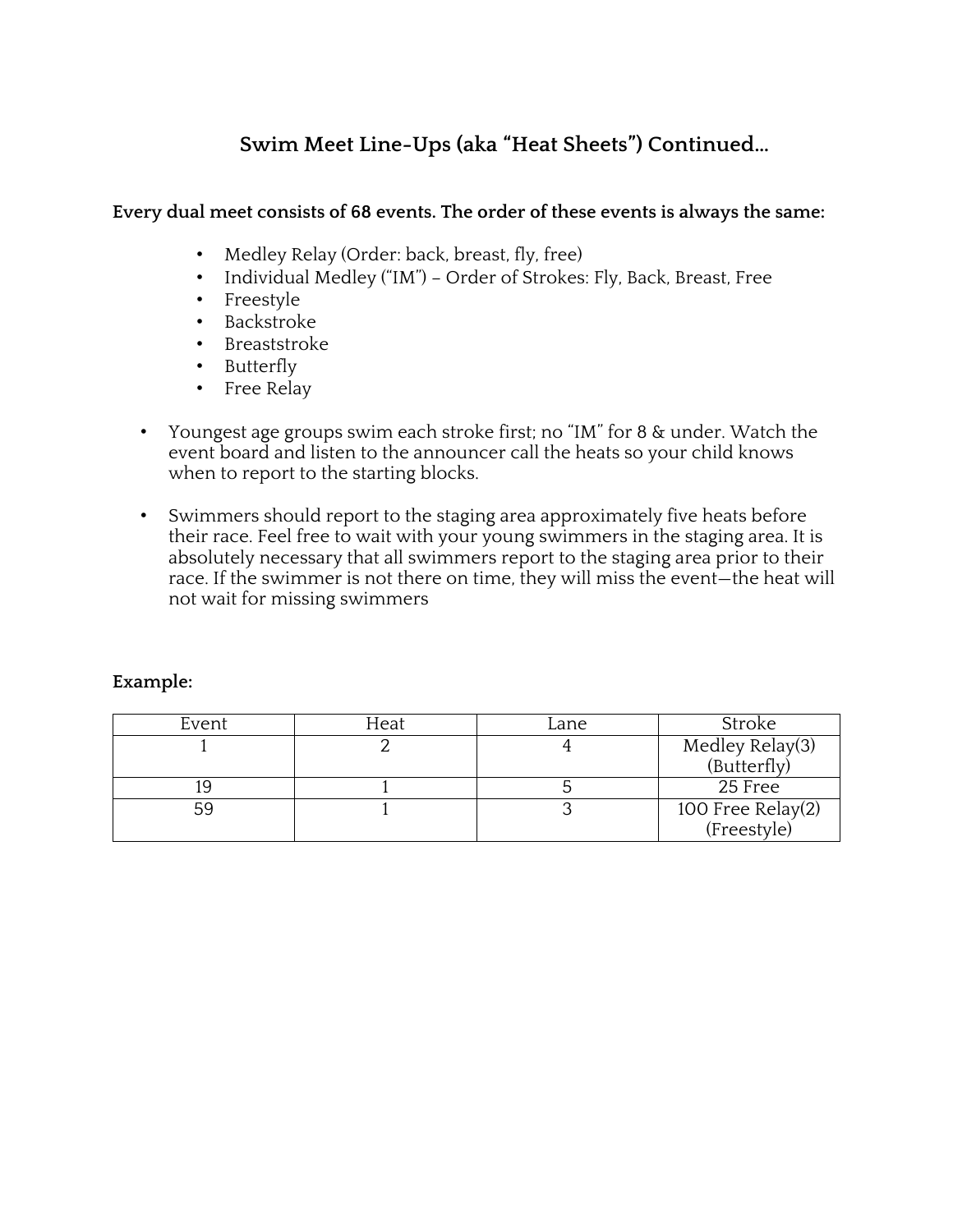## Swim Meet Line-Ups (aka "Heat Sheets") Continued…

**Every dual meet consists of 68 events. The order of these events is always the same:**

- Medley Relay (Order: back, breast, fly, free)
- Individual Medley ("IM") – Order of Strokes: Fly, Back, Breast, Free
- Freestyle
- Backstroke
- Breaststroke
- Butterfly
- Free Relay

- Youngest age groups swim each stroke first; no "IM" for 8 & under. Watch the event board and listen to the announcer call the heats so your child knows when to report to the starting blocks.
- Swimmers should report to the staging area approximately five heats before their race. Feel free to wait with your young swimmers in the staging area. It is absolutely necessary that all swimmers report to the staging area prior to their race. If the swimmer is not there on time, they will miss the event—the heat will not wait for missing swimmers

**Example:**

| Event | Heat | Lane | Stroke |
|---|---|---|---|
| 1 | 2 | 4 | Medley Relay(3) (Butterfly) |
| 19 | 1 | 5 | 25 Free |
| 59 | 1 | 3 | 100 Free Relay(2) (Freestyle) |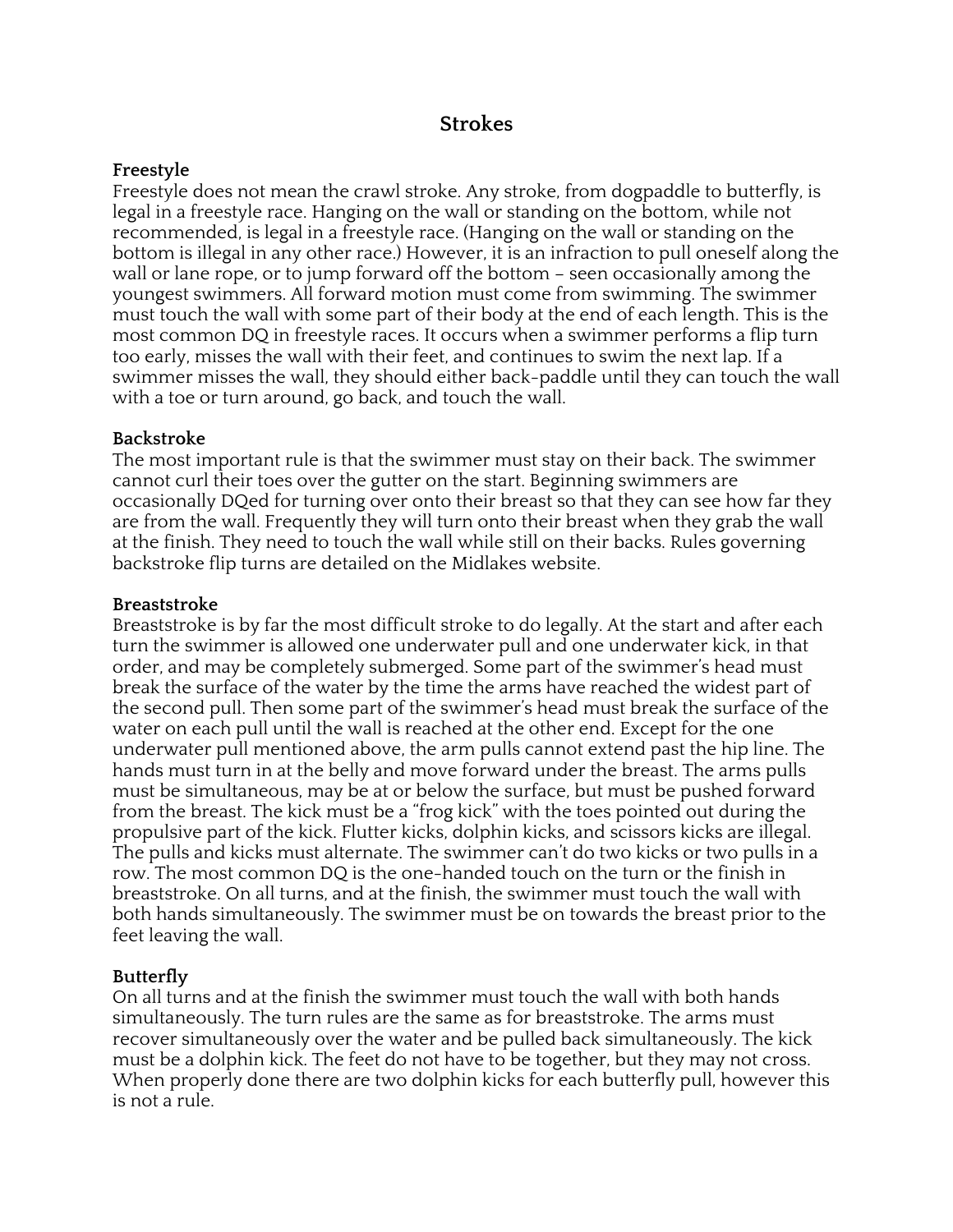# Strokes

**Freestyle**

Freestyle does not mean the crawl stroke. Any stroke, from dogpaddle to butterfly, is legal in a freestyle race. Hanging on the wall or standing on the bottom, while not recommended, is legal in a freestyle race. (Hanging on the wall or standing on the bottom is illegal in any other race.) However, it is an infraction to pull oneself along the wall or lane rope, or to jump forward off the bottom – seen occasionally among the youngest swimmers. All forward motion must come from swimming. The swimmer must touch the wall with some part of their body at the end of each length. This is the most common DQ in freestyle races. It occurs when a swimmer performs a flip turn too early, misses the wall with their feet, and continues to swim the next lap. If a swimmer misses the wall, they should either back-paddle until they can touch the wall with a toe or turn around, go back, and touch the wall.

**Backstroke**

The most important rule is that the swimmer must stay on their back. The swimmer cannot curl their toes over the gutter on the start. Beginning swimmers are occasionally DQed for turning over onto their breast so that they can see how far they are from the wall. Frequently they will turn onto their breast when they grab the wall at the finish. They need to touch the wall while still on their backs. Rules governing backstroke flip turns are detailed on the Midlakes website.

**Breaststroke**

Breaststroke is by far the most difficult stroke to do legally. At the start and after each turn the swimmer is allowed one underwater pull and one underwater kick, in that order, and may be completely submerged. Some part of the swimmer's head must break the surface of the water by the time the arms have reached the widest part of the second pull. Then some part of the swimmer's head must break the surface of the water on each pull until the wall is reached at the other end. Except for the one underwater pull mentioned above, the arm pulls cannot extend past the hip line. The hands must turn in at the belly and move forward under the breast. The arms pulls must be simultaneous, may be at or below the surface, but must be pushed forward from the breast. The kick must be a "frog kick" with the toes pointed out during the propulsive part of the kick. Flutter kicks, dolphin kicks, and scissors kicks are illegal. The pulls and kicks must alternate. The swimmer can't do two kicks or two pulls in a row. The most common DQ is the one-handed touch on the turn or the finish in breaststroke. On all turns, and at the finish, the swimmer must touch the wall with both hands simultaneously. The swimmer must be on towards the breast prior to the feet leaving the wall.

**Butterfly**

On all turns and at the finish the swimmer must touch the wall with both hands simultaneously. The turn rules are the same as for breaststroke. The arms must recover simultaneously over the water and be pulled back simultaneously. The kick must be a dolphin kick. The feet do not have to be together, but they may not cross. When properly done there are two dolphin kicks for each butterfly pull, however this is not a rule.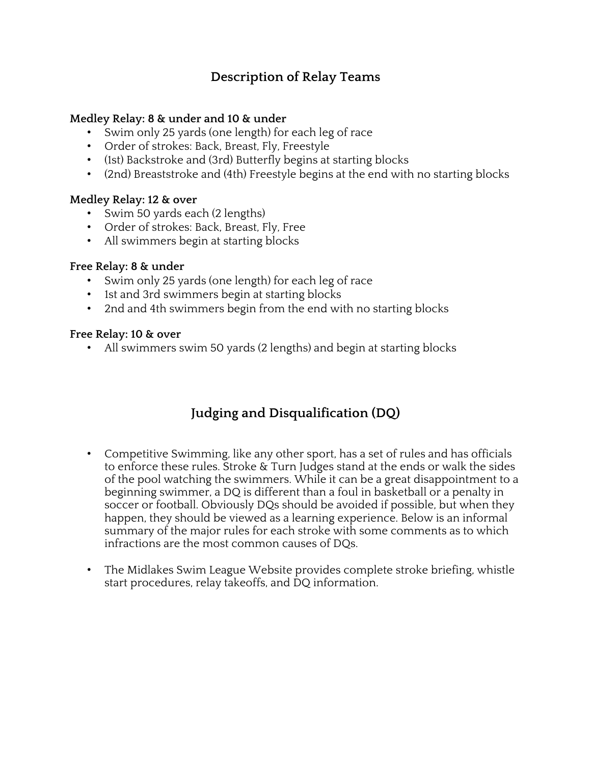## Description of Relay Teams

**Medley Relay: 8 & under and 10 & under**

- Swim only 25 yards (one length) for each leg of race
- Order of strokes: Back, Breast, Fly, Freestyle
- (1st) Backstroke and (3rd) Butterfly begins at starting blocks
- (2nd) Breaststroke and (4th) Freestyle begins at the end with no starting blocks

**Medley Relay: 12 & over**

- Swim 50 yards each (2 lengths)
- Order of strokes: Back, Breast, Fly, Free
- All swimmers begin at starting blocks

**Free Relay: 8 & under**

- Swim only 25 yards (one length) for each leg of race
- 1st and 3rd swimmers begin at starting blocks
- 2nd and 4th swimmers begin from the end with no starting blocks

**Free Relay: 10 & over**

- All swimmers swim 50 yards (2 lengths) and begin at starting blocks

## Judging and Disqualification (DQ)

- Competitive Swimming, like any other sport, has a set of rules and has officials to enforce these rules. Stroke & Turn Judges stand at the ends or walk the sides of the pool watching the swimmers. While it can be a great disappointment to a beginning swimmer, a DQ is different than a foul in basketball or a penalty in soccer or football. Obviously DQs should be avoided if possible, but when they happen, they should be viewed as a learning experience. Below is an informal summary of the major rules for each stroke with some comments as to which infractions are the most common causes of DQs.

- The Midlakes Swim League Website provides complete stroke briefing, whistle start procedures, relay takeoffs, and DQ information.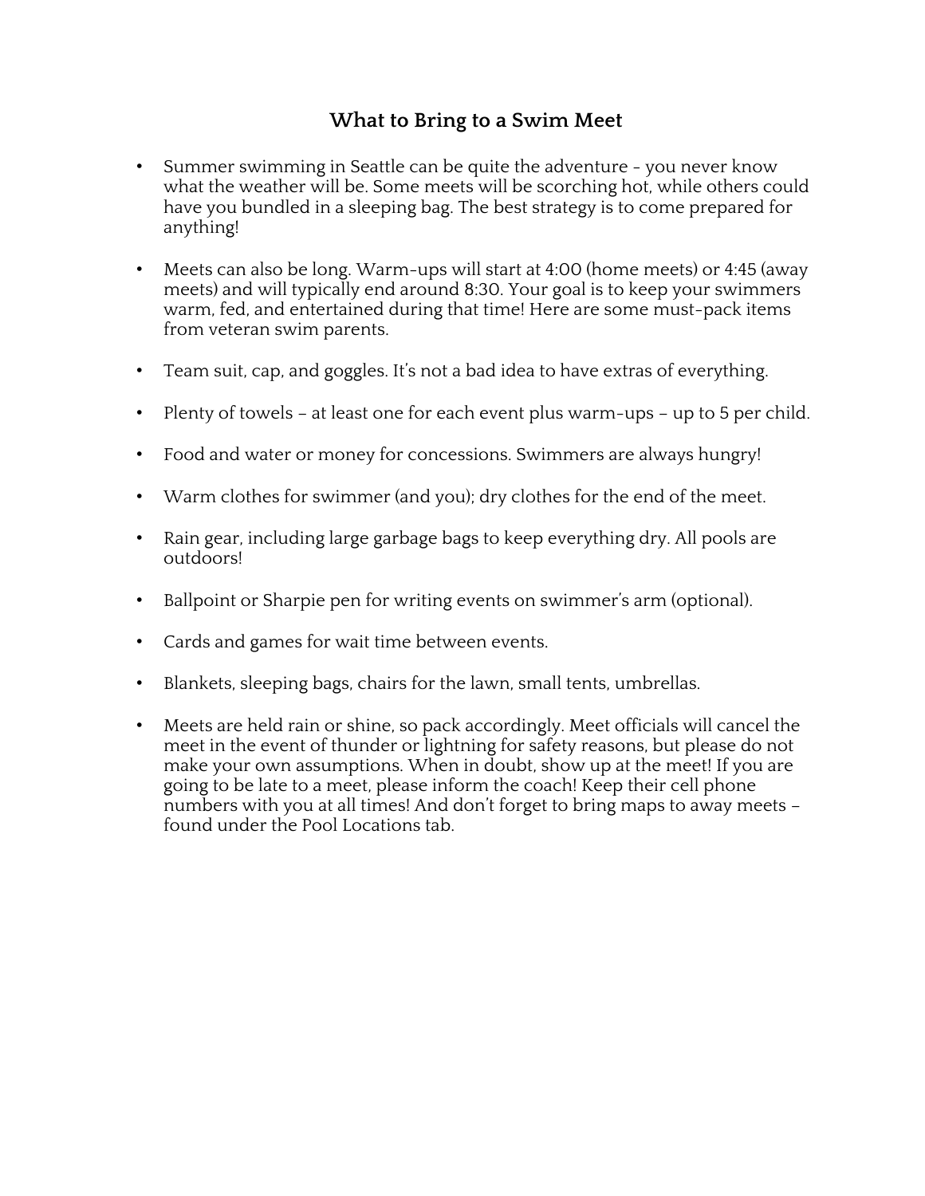## What to Bring to a Swim Meet

- Summer swimming in Seattle can be quite the adventure - you never know what the weather will be. Some meets will be scorching hot, while others could have you bundled in a sleeping bag. The best strategy is to come prepared for anything!

- Meets can also be long. Warm-ups will start at 4:00 (home meets) or 4:45 (away meets) and will typically end around 8:30. Your goal is to keep your swimmers warm, fed, and entertained during that time! Here are some must-pack items from veteran swim parents.

- Team suit, cap, and goggles. It's not a bad idea to have extras of everything.

- Plenty of towels – at least one for each event plus warm-ups – up to 5 per child.

- Food and water or money for concessions. Swimmers are always hungry!

- Warm clothes for swimmer (and you); dry clothes for the end of the meet.

- Rain gear, including large garbage bags to keep everything dry. All pools are outdoors!

- Ballpoint or Sharpie pen for writing events on swimmer's arm (optional).

- Cards and games for wait time between events.

- Blankets, sleeping bags, chairs for the lawn, small tents, umbrellas.

- Meets are held rain or shine, so pack accordingly. Meet officials will cancel the meet in the event of thunder or lightning for safety reasons, but please do not make your own assumptions. When in doubt, show up at the meet! If you are going to be late to a meet, please inform the coach! Keep their cell phone numbers with you at all times! And don't forget to bring maps to away meets – found under the Pool Locations tab.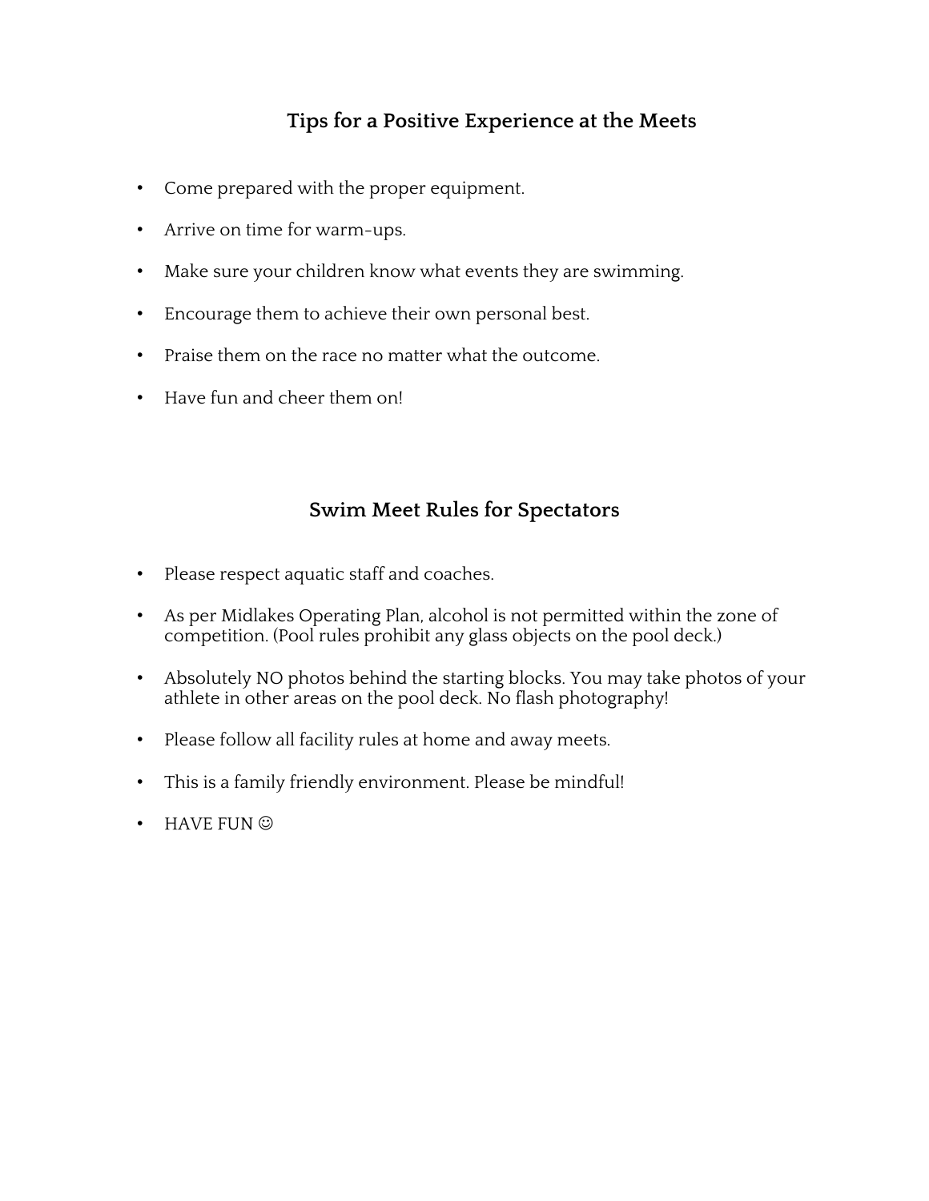## Tips for a Positive Experience at the Meets

- Come prepared with the proper equipment.
- Arrive on time for warm-ups.
- Make sure your children know what events they are swimming.
- Encourage them to achieve their own personal best.
- Praise them on the race no matter what the outcome.
- Have fun and cheer them on!

## Swim Meet Rules for Spectators

- Please respect aquatic staff and coaches.
- As per Midlakes Operating Plan, alcohol is not permitted within the zone of competition. (Pool rules prohibit any glass objects on the pool deck.)
- Absolutely NO photos behind the starting blocks. You may take photos of your athlete in other areas on the pool deck. No flash photography!
- Please follow all facility rules at home and away meets.
- This is a family friendly environment. Please be mindful!
- HAVE FUN ☺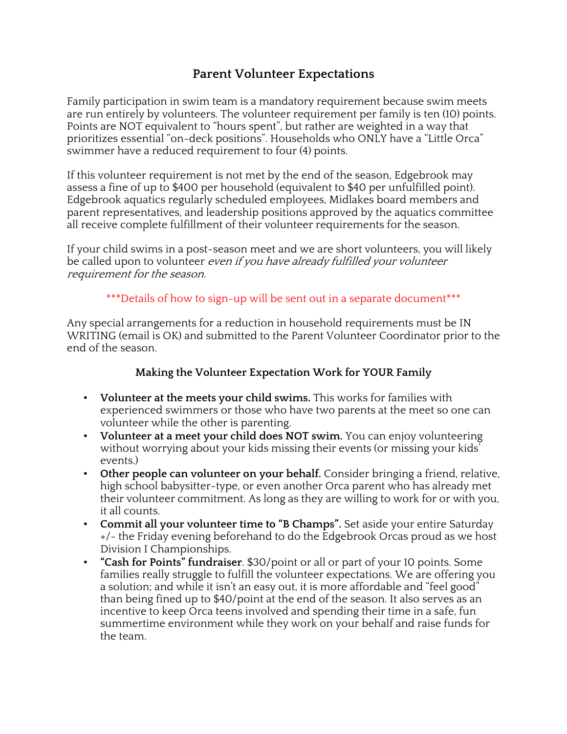# Parent Volunteer Expectations

Family participation in swim team is a mandatory requirement because swim meets are run entirely by volunteers. The volunteer requirement per family is ten (10) points. Points are NOT equivalent to "hours spent", but rather are weighted in a way that prioritizes essential "on-deck positions". Households who ONLY have a "Little Orca" swimmer have a reduced requirement to four (4) points.

If this volunteer requirement is not met by the end of the season, Edgebrook may assess a fine of up to $400 per household (equivalent to $40 per unfulfilled point). Edgebrook aquatics regularly scheduled employees, Midlakes board members and parent representatives, and leadership positions approved by the aquatics committee all receive complete fulfillment of their volunteer requirements for the season.

If your child swims in a post-season meet and we are short volunteers, you will likely be called upon to volunteer *even if you have already fulfilled your volunteer requirement for the season.*

***Details of how to sign-up will be sent out in a separate document***

Any special arrangements for a reduction in household requirements must be IN WRITING (email is OK) and submitted to the Parent Volunteer Coordinator prior to the end of the season.

## Making the Volunteer Expectation Work for YOUR Family

- **Volunteer at the meets your child swims.** This works for families with experienced swimmers or those who have two parents at the meet so one can volunteer while the other is parenting.
- **Volunteer at a meet your child does NOT swim.** You can enjoy volunteering without worrying about your kids missing their events (or missing your kids' events.)
- **Other people can volunteer on your behalf.** Consider bringing a friend, relative, high school babysitter-type, or even another Orca parent who has already met their volunteer commitment. As long as they are willing to work for or with you, it all counts.
- **Commit all your volunteer time to "B Champs".** Set aside your entire Saturday +/- the Friday evening beforehand to do the Edgebrook Orcas proud as we host Division I Championships.
- **"Cash for Points" fundraiser**. $30/point or all or part of your 10 points. Some families really struggle to fulfill the volunteer expectations. We are offering you a solution; and while it isn't an easy out, it is more affordable and "feel good" than being fined up to $40/point at the end of the season. It also serves as an incentive to keep Orca teens involved and spending their time in a safe, fun summertime environment while they work on your behalf and raise funds for the team.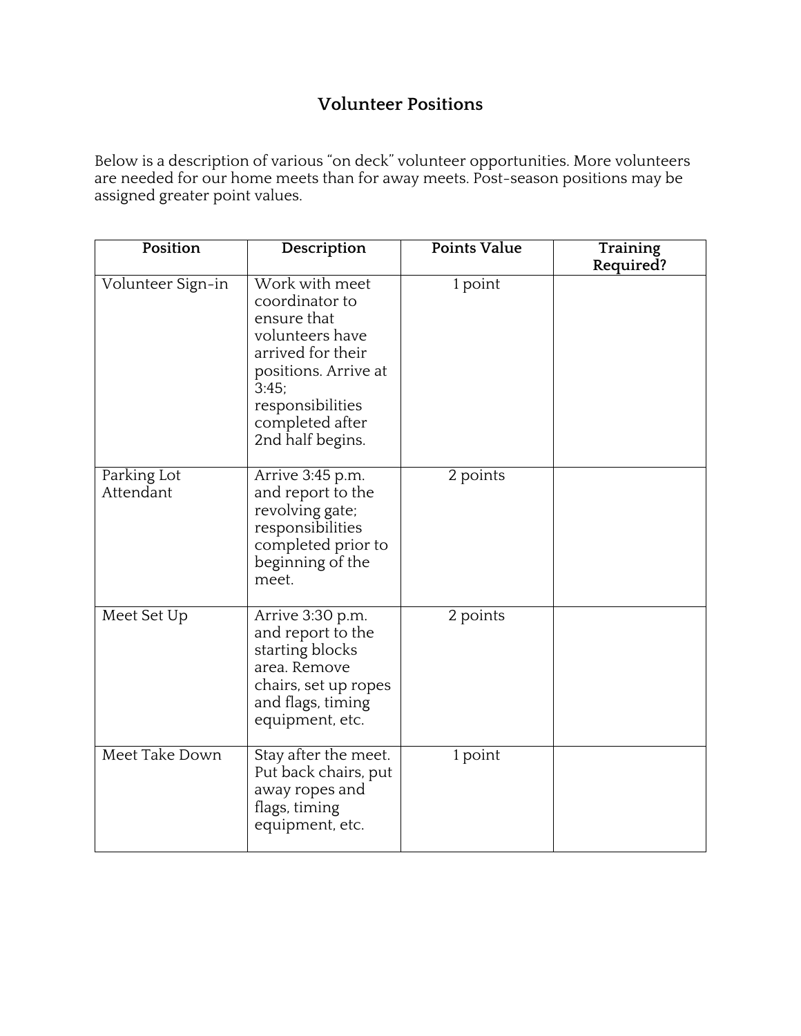# Volunteer Positions

Below is a description of various "on deck" volunteer opportunities. More volunteers are needed for our home meets than for away meets. Post-season positions may be assigned greater point values.

| Position | Description | Points Value | Training Required? |
|---|---|---|---|
| Volunteer Sign-in | Work with meet coordinator to ensure that volunteers have arrived for their positions. Arrive at 3:45; responsibilities completed after 2nd half begins. | 1 point | |
| Parking Lot Attendant | Arrive 3:45 p.m. and report to the revolving gate; responsibilities completed prior to beginning of the meet. | 2 points | |
| Meet Set Up | Arrive 3:30 p.m. and report to the starting blocks area. Remove chairs, set up ropes and flags, timing equipment, etc. | 2 points | |
| Meet Take Down | Stay after the meet. Put back chairs, put away ropes and flags, timing equipment, etc. | 1 point | |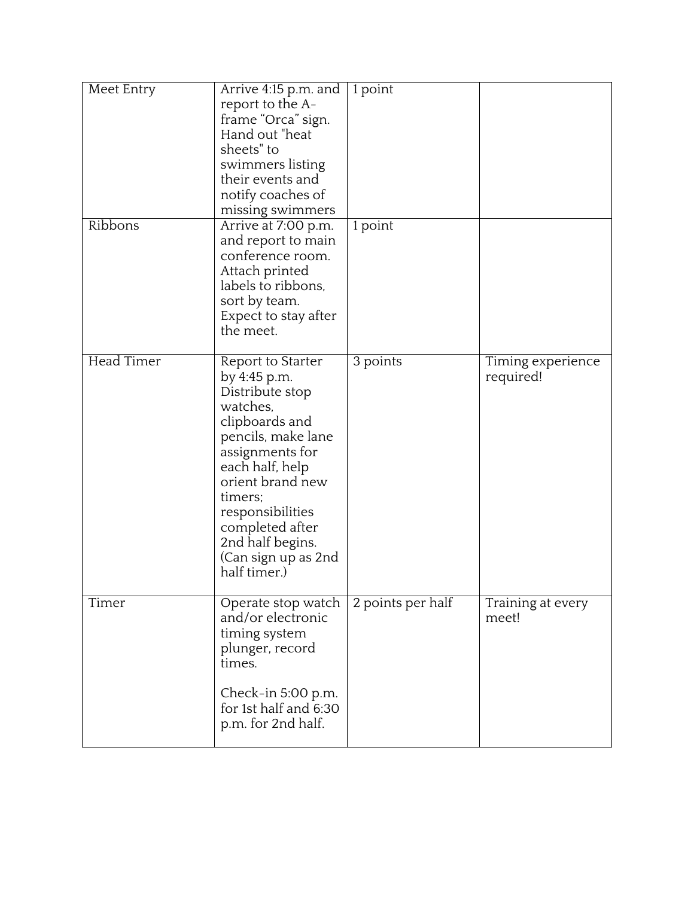| | | | |
|---|---|---|---|
| Meet Entry | Arrive 4:15 p.m. and report to the A-frame “Orca” sign. Hand out "heat sheets" to swimmers listing their events and notify coaches of missing swimmers | 1 point | |
| Ribbons | Arrive at 7:00 p.m. and report to main conference room. Attach printed labels to ribbons, sort by team. Expect to stay after the meet. | 1 point | |
| Head Timer | Report to Starter by 4:45 p.m. Distribute stop watches, clipboards and pencils, make lane assignments for each half, help orient brand new timers; responsibilities completed after 2nd half begins. (Can sign up as 2nd half timer.) | 3 points | Timing experience required! |
| Timer | Operate stop watch and/or electronic timing system plunger, record times.<br><br>Check-in 5:00 p.m. for 1st half and 6:30 p.m. for 2nd half. | 2 points per half | Training at every meet! |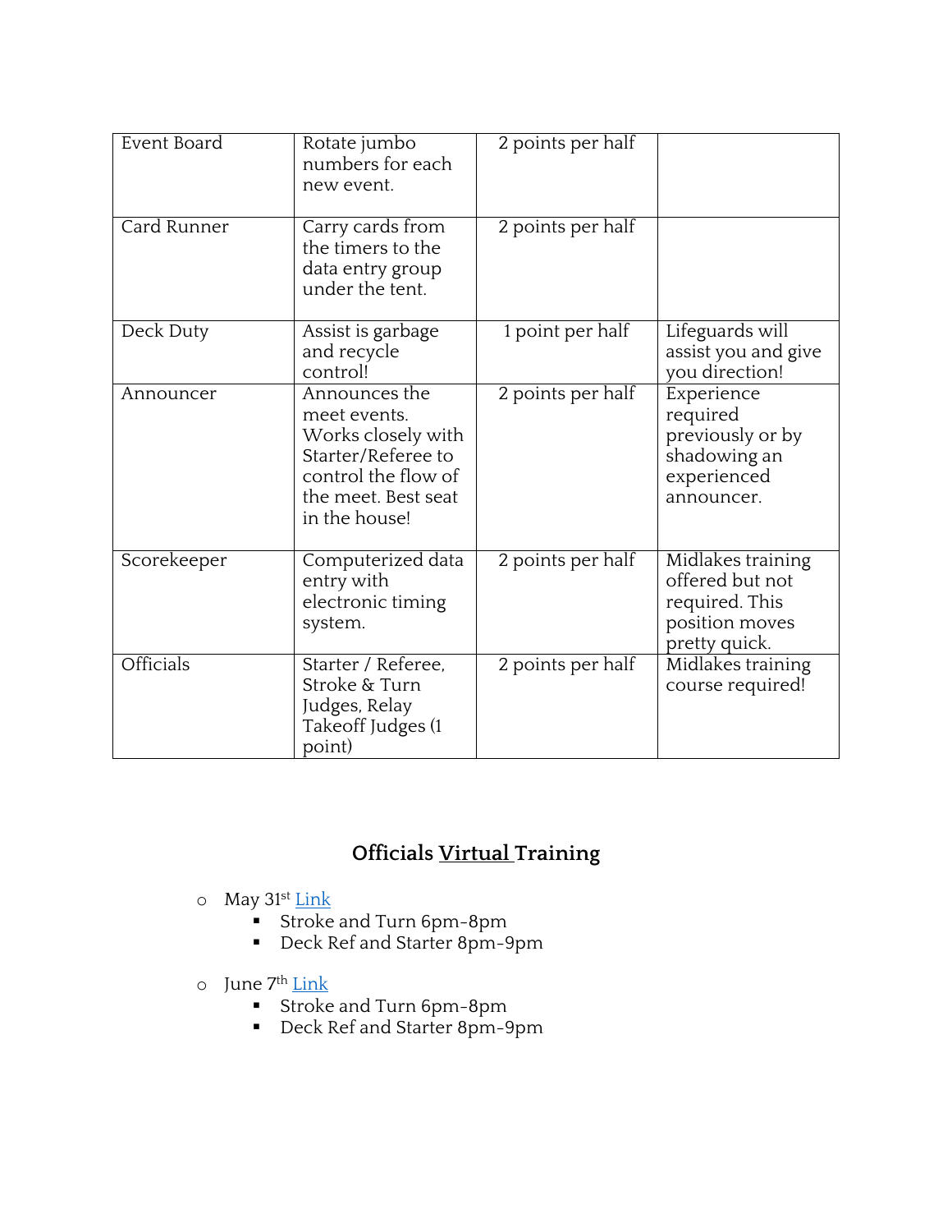| Event Board | Rotate jumbo numbers for each new event. | 2 points per half | |
|---|---|---|---|
| Card Runner | Carry cards from the timers to the data entry group under the tent. | 2 points per half | |
| Deck Duty | Assist is garbage and recycle control! | 1 point per half | Lifeguards will assist you and give you direction! |
| Announcer | Announces the meet events. Works closely with Starter/Referee to control the flow of the meet. Best seat in the house! | 2 points per half | Experience required previously or by shadowing an experienced announcer. |
| Scorekeeper | Computerized data entry with electronic timing system. | 2 points per half | Midlakes training offered but not required. This position moves pretty quick. |
| Officials | Starter / Referee, Stroke & Turn Judges, Relay Takeoff Judges (1 point) | 2 points per half | Midlakes training course required! |

## Officials Virtual Training

- May 31st Link
  - Stroke and Turn 6pm-8pm
  - Deck Ref and Starter 8pm-9pm
- June 7th Link
  - Stroke and Turn 6pm-8pm
  - Deck Ref and Starter 8pm-9pm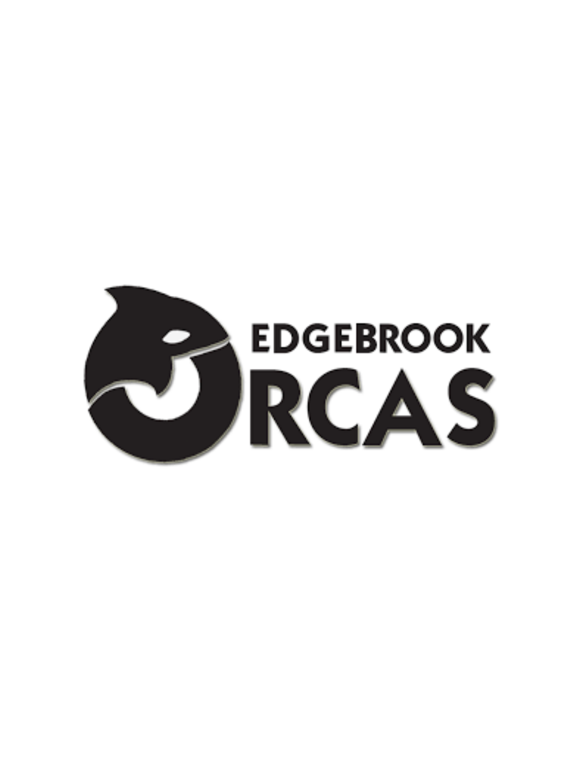EDGEBROOK

ORCAS